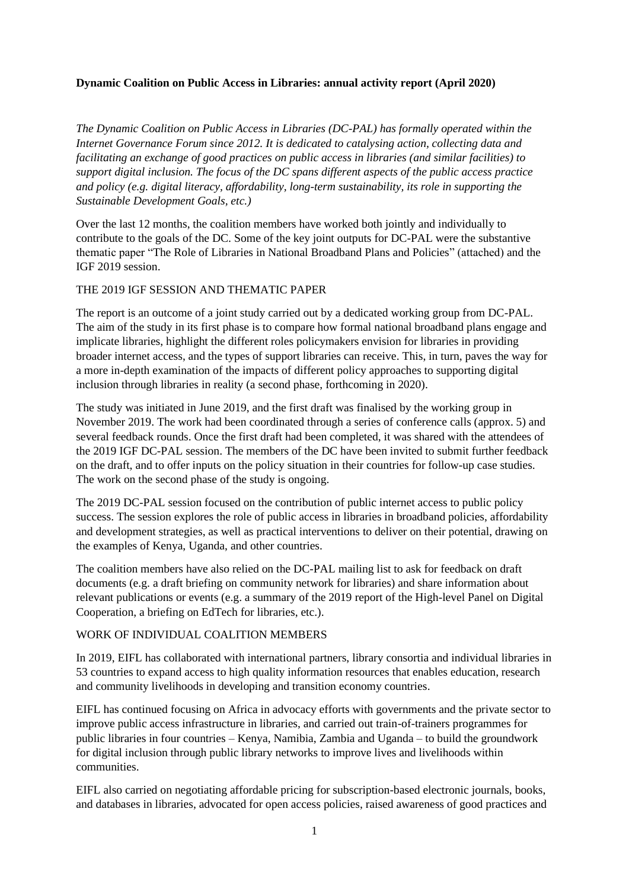**Dynamic Coalition on Public Access in Libraries: annual activity report (April 2020)**

*The Dynamic Coalition on Public Access in Libraries (DC-PAL) has formally operated within the Internet Governance Forum since 2012. It is dedicated to catalysing action, collecting data and facilitating an exchange of good practices on public access in libraries (and similar facilities) to support digital inclusion. The focus of the DC spans different aspects of the public access practice and policy (e.g. digital literacy, affordability, long-term sustainability, its role in supporting the Sustainable Development Goals, etc.)*

Over the last 12 months, the coalition members have worked both jointly and individually to contribute to the goals of the DC. Some of the key joint outputs for DC-PAL were the substantive thematic paper "The Role of Libraries in National Broadband Plans and Policies" (attached) and the IGF 2019 session.

THE 2019 IGF SESSION AND THEMATIC PAPER

The report is an outcome of a joint study carried out by a dedicated working group from DC-PAL. The aim of the study in its first phase is to compare how formal national broadband plans engage and implicate libraries, highlight the different roles policymakers envision for libraries in providing broader internet access, and the types of support libraries can receive. This, in turn, paves the way for a more in-depth examination of the impacts of different policy approaches to supporting digital inclusion through libraries in reality (a second phase, forthcoming in 2020).

The study was initiated in June 2019, and the first draft was finalised by the working group in November 2019. The work had been coordinated through a series of conference calls (approx. 5) and several feedback rounds. Once the first draft had been completed, it was shared with the attendees of the 2019 IGF DC-PAL session. The members of the DC have been invited to submit further feedback on the draft, and to offer inputs on the policy situation in their countries for follow-up case studies. The work on the second phase of the study is ongoing.

The 2019 DC-PAL session focused on the contribution of public internet access to public policy success. The session explores the role of public access in libraries in broadband policies, affordability and development strategies, as well as practical interventions to deliver on their potential, drawing on the examples of Kenya, Uganda, and other countries.

The coalition members have also relied on the DC-PAL mailing list to ask for feedback on draft documents (e.g. a draft briefing on community network for libraries) and share information about relevant publications or events (e.g. a summary of the 2019 report of the High-level Panel on Digital Cooperation, a briefing on EdTech for libraries, etc.).

WORK OF INDIVIDUAL COALITION MEMBERS

In 2019, EIFL has collaborated with international partners, library consortia and individual libraries in 53 countries to expand access to high quality information resources that enables education, research and community livelihoods in developing and transition economy countries.

EIFL has continued focusing on Africa in advocacy efforts with governments and the private sector to improve public access infrastructure in libraries, and carried out train-of-trainers programmes for public libraries in four countries – Kenya, Namibia, Zambia and Uganda – to build the groundwork for digital inclusion through public library networks to improve lives and livelihoods within communities.

EIFL also carried on negotiating affordable pricing for subscription-based electronic journals, books, and databases in libraries, advocated for open access policies, raised awareness of good practices and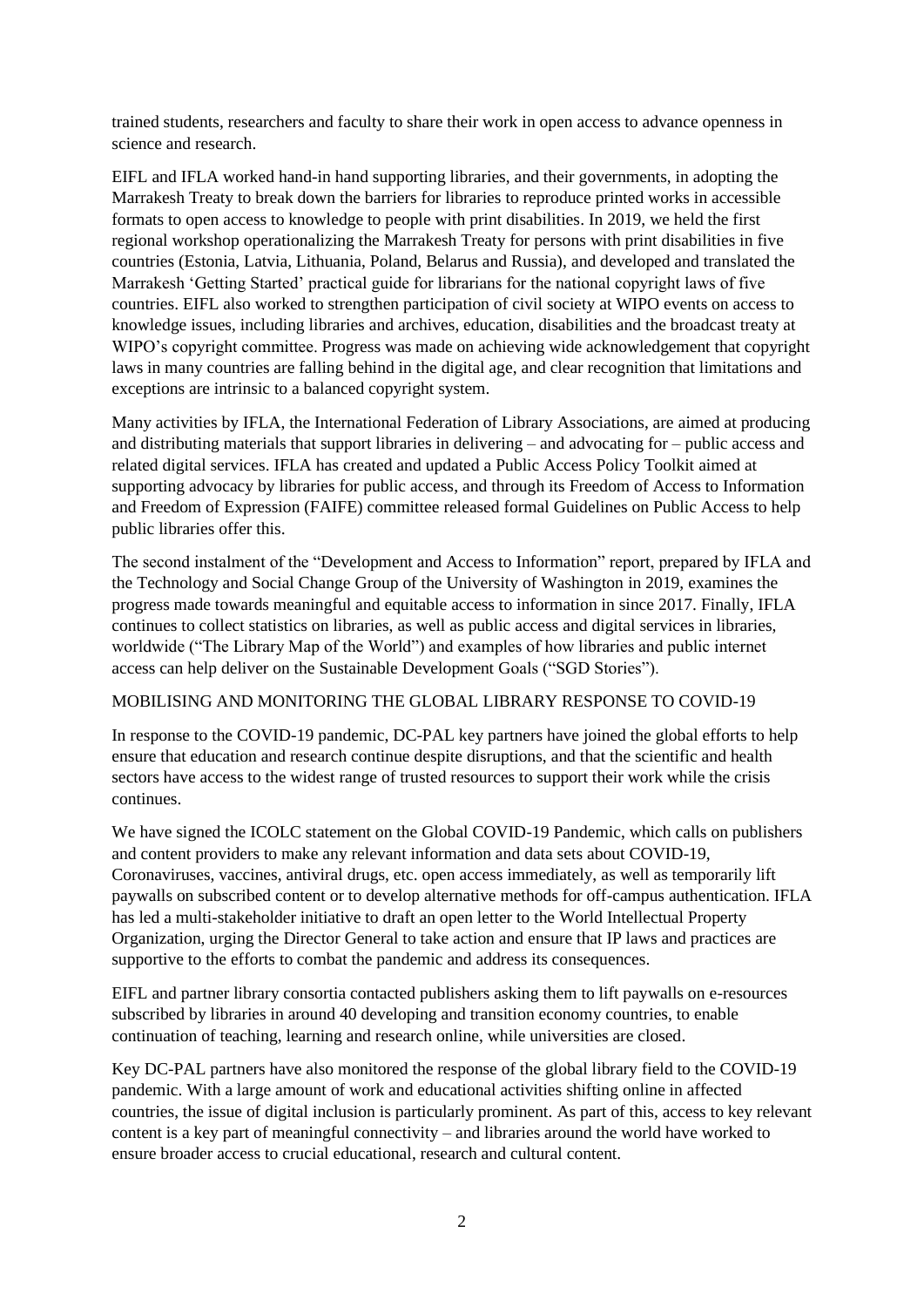trained students, researchers and faculty to share their work in open access to advance openness in science and research.

EIFL and IFLA worked hand-in hand supporting libraries, and their governments, in adopting the Marrakesh Treaty to break down the barriers for libraries to reproduce printed works in accessible formats to open access to knowledge to people with print disabilities. In 2019, we held the first regional workshop operationalizing the Marrakesh Treaty for persons with print disabilities in five countries (Estonia, Latvia, Lithuania, Poland, Belarus and Russia), and developed and translated the Marrakesh 'Getting Started' practical guide for librarians for the national copyright laws of five countries. EIFL also worked to strengthen participation of civil society at WIPO events on access to knowledge issues, including libraries and archives, education, disabilities and the broadcast treaty at WIPO's copyright committee. Progress was made on achieving wide acknowledgement that copyright laws in many countries are falling behind in the digital age, and clear recognition that limitations and exceptions are intrinsic to a balanced copyright system.

Many activities by IFLA, the International Federation of Library Associations, are aimed at producing and distributing materials that support libraries in delivering – and advocating for – public access and related digital services. IFLA has created and updated a Public Access Policy Toolkit aimed at supporting advocacy by libraries for public access, and through its Freedom of Access to Information and Freedom of Expression (FAIFE) committee released formal Guidelines on Public Access to help public libraries offer this.

The second instalment of the "Development and Access to Information" report, prepared by IFLA and the Technology and Social Change Group of the University of Washington in 2019, examines the progress made towards meaningful and equitable access to information in since 2017. Finally, IFLA continues to collect statistics on libraries, as well as public access and digital services in libraries, worldwide ("The Library Map of the World") and examples of how libraries and public internet access can help deliver on the Sustainable Development Goals ("SGD Stories").

MOBILISING AND MONITORING THE GLOBAL LIBRARY RESPONSE TO COVID-19

In response to the COVID-19 pandemic, DC-PAL key partners have joined the global efforts to help ensure that education and research continue despite disruptions, and that the scientific and health sectors have access to the widest range of trusted resources to support their work while the crisis continues.

We have signed the ICOLC statement on the Global COVID-19 Pandemic, which calls on publishers and content providers to make any relevant information and data sets about COVID-19, Coronaviruses, vaccines, antiviral drugs, etc. open access immediately, as well as temporarily lift paywalls on subscribed content or to develop alternative methods for off-campus authentication. IFLA has led a multi-stakeholder initiative to draft an open letter to the World Intellectual Property Organization, urging the Director General to take action and ensure that IP laws and practices are supportive to the efforts to combat the pandemic and address its consequences.

EIFL and partner library consortia contacted publishers asking them to lift paywalls on e-resources subscribed by libraries in around 40 developing and transition economy countries, to enable continuation of teaching, learning and research online, while universities are closed.

Key DC-PAL partners have also monitored the response of the global library field to the COVID-19 pandemic. With a large amount of work and educational activities shifting online in affected countries, the issue of digital inclusion is particularly prominent. As part of this, access to key relevant content is a key part of meaningful connectivity – and libraries around the world have worked to ensure broader access to crucial educational, research and cultural content.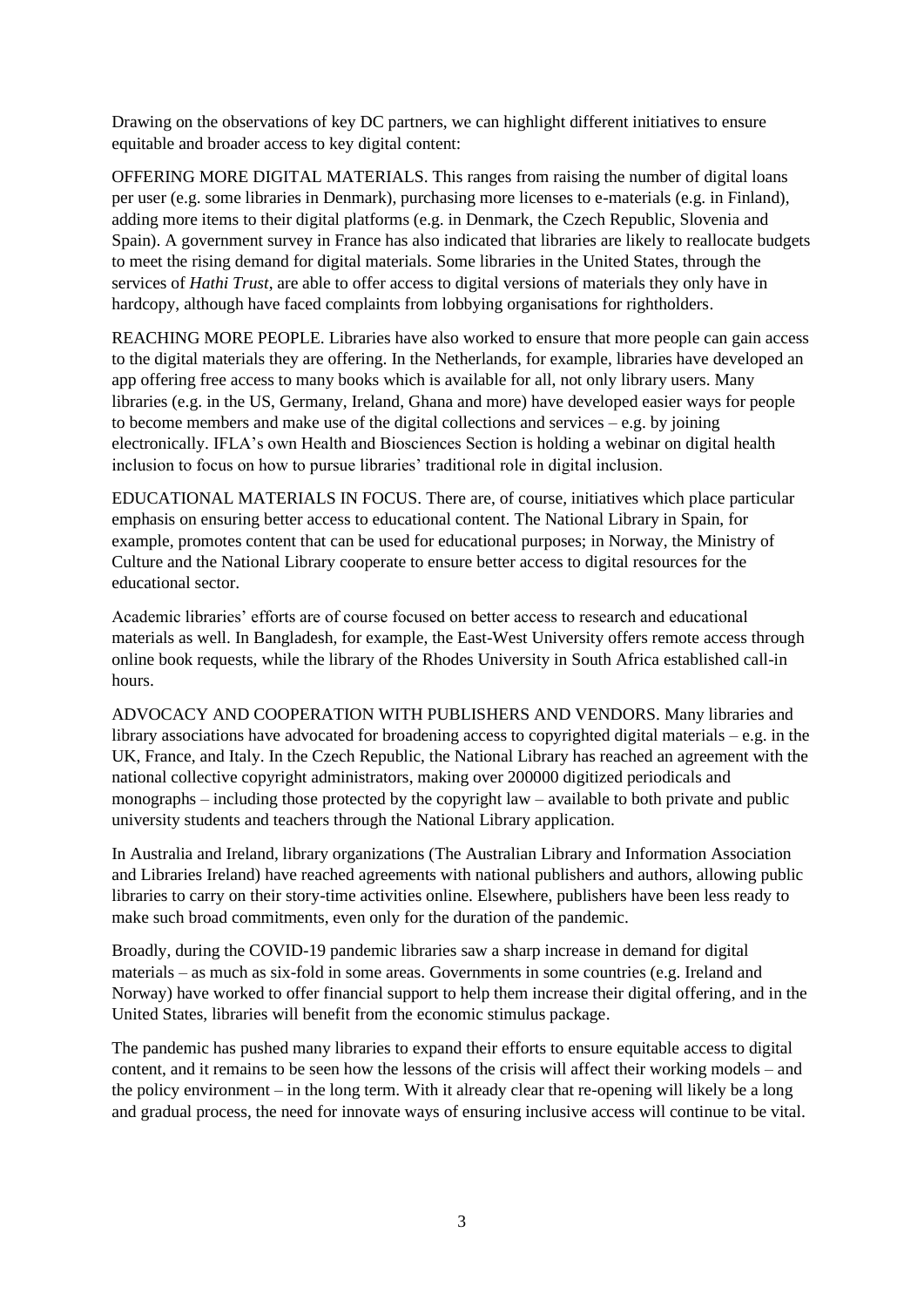Drawing on the observations of key DC partners, we can highlight different initiatives to ensure equitable and broader access to key digital content:

OFFERING MORE DIGITAL MATERIALS. This ranges from raising the number of digital loans per user (e.g. some libraries in Denmark), purchasing more licenses to e-materials (e.g. in Finland), adding more items to their digital platforms (e.g. in Denmark, the Czech Republic, Slovenia and Spain). A government survey in France has also indicated that libraries are likely to reallocate budgets to meet the rising demand for digital materials. Some libraries in the United States, through the services of *Hathi Trust*, are able to offer access to digital versions of materials they only have in hardcopy, although have faced complaints from lobbying organisations for rightholders.

REACHING MORE PEOPLE. Libraries have also worked to ensure that more people can gain access to the digital materials they are offering. In the Netherlands, for example, libraries have developed an app offering free access to many books which is available for all, not only library users. Many libraries (e.g. in the US, Germany, Ireland, Ghana and more) have developed easier ways for people to become members and make use of the digital collections and services – e.g. by joining electronically. IFLA's own Health and Biosciences Section is holding a webinar on digital health inclusion to focus on how to pursue libraries' traditional role in digital inclusion.

EDUCATIONAL MATERIALS IN FOCUS. There are, of course, initiatives which place particular emphasis on ensuring better access to educational content. The National Library in Spain, for example, promotes content that can be used for educational purposes; in Norway, the Ministry of Culture and the National Library cooperate to ensure better access to digital resources for the educational sector.

Academic libraries' efforts are of course focused on better access to research and educational materials as well. In Bangladesh, for example, the East-West University offers remote access through online book requests, while the library of the Rhodes University in South Africa established call-in hours.

ADVOCACY AND COOPERATION WITH PUBLISHERS AND VENDORS. Many libraries and library associations have advocated for broadening access to copyrighted digital materials – e.g. in the UK, France, and Italy. In the Czech Republic, the National Library has reached an agreement with the national collective copyright administrators, making over 200000 digitized periodicals and monographs – including those protected by the copyright law – available to both private and public university students and teachers through the National Library application.

In Australia and Ireland, library organizations (The Australian Library and Information Association and Libraries Ireland) have reached agreements with national publishers and authors, allowing public libraries to carry on their story-time activities online. Elsewhere, publishers have been less ready to make such broad commitments, even only for the duration of the pandemic.

Broadly, during the COVID-19 pandemic libraries saw a sharp increase in demand for digital materials – as much as six-fold in some areas. Governments in some countries (e.g. Ireland and Norway) have worked to offer financial support to help them increase their digital offering, and in the United States, libraries will benefit from the economic stimulus package.

The pandemic has pushed many libraries to expand their efforts to ensure equitable access to digital content, and it remains to be seen how the lessons of the crisis will affect their working models – and the policy environment – in the long term. With it already clear that re-opening will likely be a long and gradual process, the need for innovate ways of ensuring inclusive access will continue to be vital.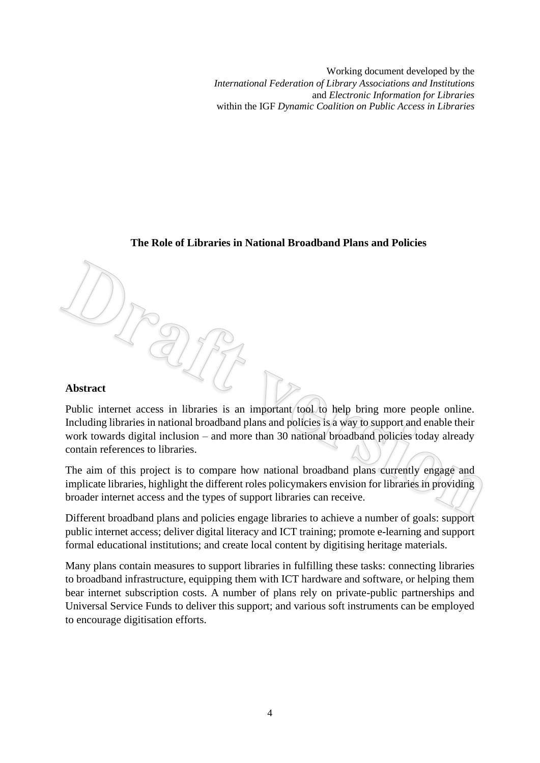Working document developed by the
*International Federation of Library Associations and Institutions*
and *Electronic Information for Libraries*
within the IGF *Dynamic Coalition on Public Access in Libraries*

# The Role of Libraries in National Broadband Plans and Policies

## Abstract

Public internet access in libraries is an important tool to help bring more people online. Including libraries in national broadband plans and policies is a way to support and enable their work towards digital inclusion – and more than 30 national broadband policies today already contain references to libraries.

The aim of this project is to compare how national broadband plans currently engage and implicate libraries, highlight the different roles policymakers envision for libraries in providing broader internet access and the types of support libraries can receive.

Different broadband plans and policies engage libraries to achieve a number of goals: support public internet access; deliver digital literacy and ICT training; promote e-learning and support formal educational institutions; and create local content by digitising heritage materials.

Many plans contain measures to support libraries in fulfilling these tasks: connecting libraries to broadband infrastructure, equipping them with ICT hardware and software, or helping them bear internet subscription costs. A number of plans rely on private-public partnerships and Universal Service Funds to deliver this support; and various soft instruments can be employed to encourage digitisation efforts.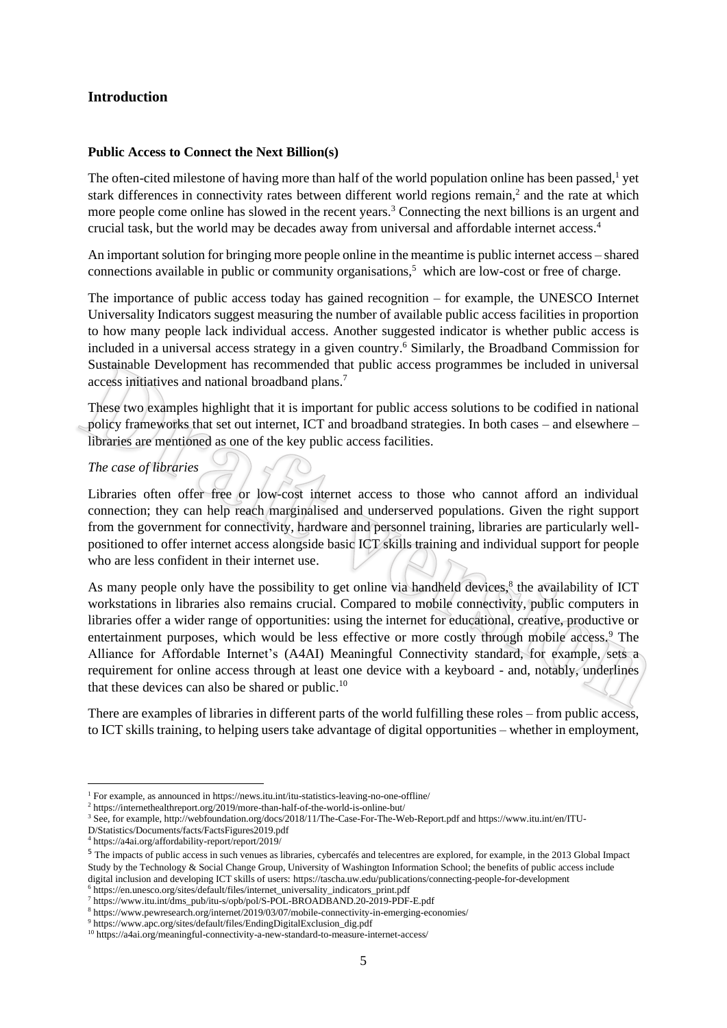## Introduction

### Public Access to Connect the Next Billion(s)

The often-cited milestone of having more than half of the world population online has been passed,[1] yet stark differences in connectivity rates between different world regions remain,[2] and the rate at which more people come online has slowed in the recent years.[3] Connecting the next billions is an urgent and crucial task, but the world may be decades away from universal and affordable internet access.[4]

An important solution for bringing more people online in the meantime is public internet access – shared connections available in public or community organisations,[5] which are low-cost or free of charge.

The importance of public access today has gained recognition – for example, the UNESCO Internet Universality Indicators suggest measuring the number of available public access facilities in proportion to how many people lack individual access. Another suggested indicator is whether public access is included in a universal access strategy in a given country.[6] Similarly, the Broadband Commission for Sustainable Development has recommended that public access programmes be included in universal access initiatives and national broadband plans.[7]

These two examples highlight that it is important for public access solutions to be codified in national policy frameworks that set out internet, ICT and broadband strategies. In both cases – and elsewhere – libraries are mentioned as one of the key public access facilities.

*The case of libraries*

Libraries often offer free or low-cost internet access to those who cannot afford an individual connection; they can help reach marginalised and underserved populations. Given the right support from the government for connectivity, hardware and personnel training, libraries are particularly well-positioned to offer internet access alongside basic ICT skills training and individual support for people who are less confident in their internet use.

As many people only have the possibility to get online via handheld devices,[8] the availability of ICT workstations in libraries also remains crucial. Compared to mobile connectivity, public computers in libraries offer a wider range of opportunities: using the internet for educational, creative, productive or entertainment purposes, which would be less effective or more costly through mobile access.[9] The Alliance for Affordable Internet's (A4AI) Meaningful Connectivity standard, for example, sets a requirement for online access through at least one device with a keyboard - and, notably, underlines that these devices can also be shared or public.[10]

There are examples of libraries in different parts of the world fulfilling these roles – from public access, to ICT skills training, to helping users take advantage of digital opportunities – whether in employment,

---

[1] For example, as announced in https://news.itu.int/itu-statistics-leaving-no-one-offline/

[2] https://internethealthreport.org/2019/more-than-half-of-the-world-is-online-but/

[3] See, for example, http://webfoundation.org/docs/2018/11/The-Case-For-The-Web-Report.pdf and https://www.itu.int/en/ITU-D/Statistics/Documents/facts/FactsFigures2019.pdf

[4] https://a4ai.org/affordability-report/report/2019/

[5] The impacts of public access in such venues as libraries, cybercafés and telecentres are explored, for example, in the 2013 Global Impact Study by the Technology & Social Change Group, University of Washington Information School; the benefits of public access include digital inclusion and developing ICT skills of users: https://tascha.uw.edu/publications/connecting-people-for-development

[6] https://en.unesco.org/sites/default/files/internet_universality_indicators_print.pdf

[7] https://www.itu.int/dms_pub/itu-s/opb/pol/S-POL-BROADBAND.20-2019-PDF-E.pdf

[8] https://www.pewresearch.org/internet/2019/03/07/mobile-connectivity-in-emerging-economies/

[9] https://www.apc.org/sites/default/files/EndingDigitalExclusion_dig.pdf

[10] https://a4ai.org/meaningful-connectivity-a-new-standard-to-measure-internet-access/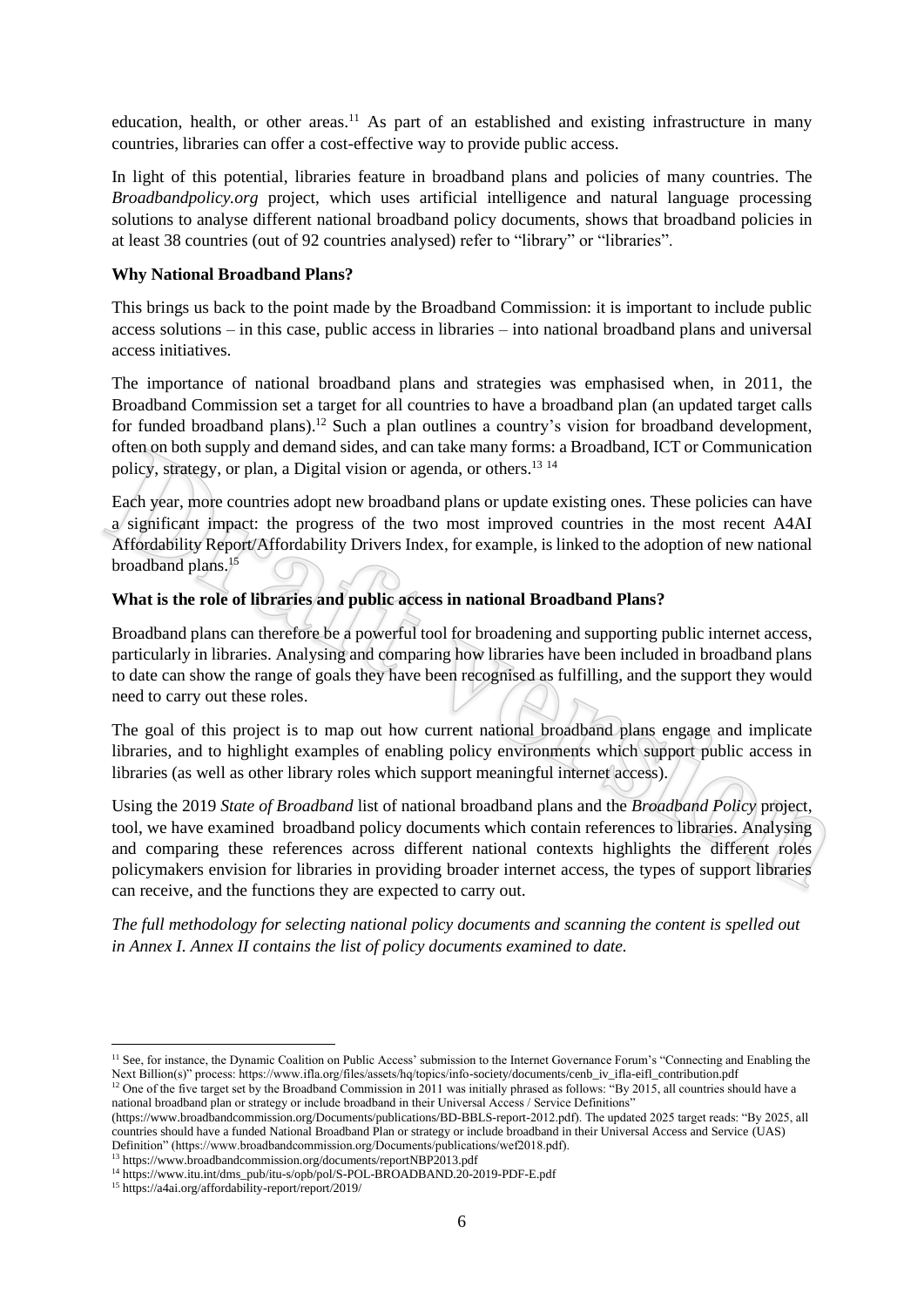education, health, or other areas.[11] As part of an established and existing infrastructure in many countries, libraries can offer a cost-effective way to provide public access.

In light of this potential, libraries feature in broadband plans and policies of many countries. The *Broadbandpolicy.org* project, which uses artificial intelligence and natural language processing solutions to analyse different national broadband policy documents, shows that broadband policies in at least 38 countries (out of 92 countries analysed) refer to "library" or "libraries".

**Why National Broadband Plans?**

This brings us back to the point made by the Broadband Commission: it is important to include public access solutions – in this case, public access in libraries – into national broadband plans and universal access initiatives.

The importance of national broadband plans and strategies was emphasised when, in 2011, the Broadband Commission set a target for all countries to have a broadband plan (an updated target calls for funded broadband plans).[12] Such a plan outlines a country's vision for broadband development, often on both supply and demand sides, and can take many forms: a Broadband, ICT or Communication policy, strategy, or plan, a Digital vision or agenda, or others.[13] [14]

Each year, more countries adopt new broadband plans or update existing ones. These policies can have a significant impact: the progress of the two most improved countries in the most recent A4AI Affordability Report/Affordability Drivers Index, for example, is linked to the adoption of new national broadband plans.[15]

**What is the role of libraries and public access in national Broadband Plans?**

Broadband plans can therefore be a powerful tool for broadening and supporting public internet access, particularly in libraries. Analysing and comparing how libraries have been included in broadband plans to date can show the range of goals they have been recognised as fulfilling, and the support they would need to carry out these roles.

The goal of this project is to map out how current national broadband plans engage and implicate libraries, and to highlight examples of enabling policy environments which support public access in libraries (as well as other library roles which support meaningful internet access).

Using the 2019 *State of Broadband* list of national broadband plans and the *Broadband Policy* project, tool, we have examined broadband policy documents which contain references to libraries. Analysing and comparing these references across different national contexts highlights the different roles policymakers envision for libraries in providing broader internet access, the types of support libraries can receive, and the functions they are expected to carry out.

*The full methodology for selecting national policy documents and scanning the content is spelled out in Annex I. Annex II contains the list of policy documents examined to date.*

---

[11] See, for instance, the Dynamic Coalition on Public Access' submission to the Internet Governance Forum's "Connecting and Enabling the Next Billion(s)" process: https://www.ifla.org/files/assets/hq/topics/info-society/documents/cenb_iv_ifla-eifl_contribution.pdf

[12] One of the five target set by the Broadband Commission in 2011 was initially phrased as follows: "By 2015, all countries should have a national broadband plan or strategy or include broadband in their Universal Access / Service Definitions" (https://www.broadbandcommission.org/Documents/publications/BD-BBLS-report-2012.pdf). The updated 2025 target reads: "By 2025, all countries should have a funded National Broadband Plan or strategy or include broadband in their Universal Access and Service (UAS) Definition" (https://www.broadbandcommission.org/Documents/publications/wef2018.pdf).

[13] https://www.broadbandcommission.org/documents/reportNBP2013.pdf

[14] https://www.itu.int/dms_pub/itu-s/opb/pol/S-POL-BROADBAND.20-2019-PDF-E.pdf

[15] https://a4ai.org/affordability-report/report/2019/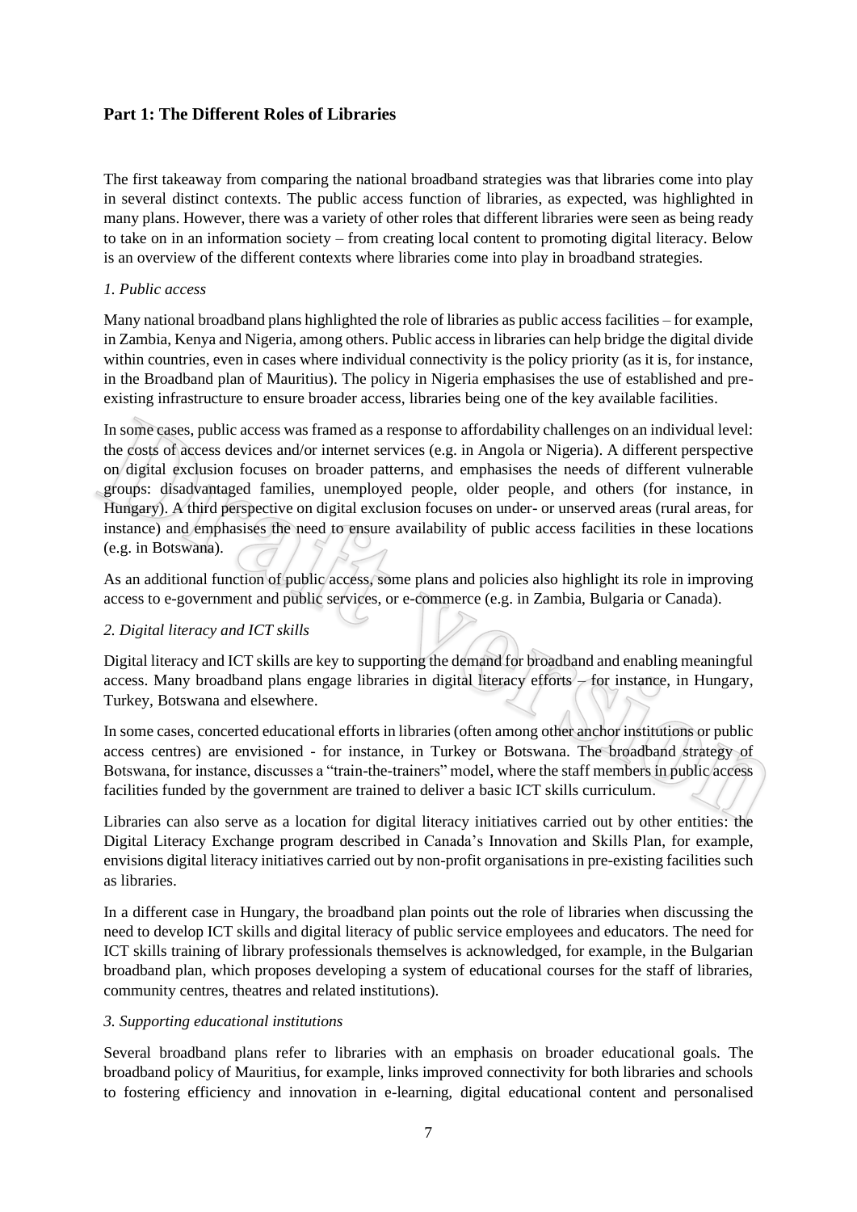## Part 1: The Different Roles of Libraries

The first takeaway from comparing the national broadband strategies was that libraries come into play in several distinct contexts. The public access function of libraries, as expected, was highlighted in many plans. However, there was a variety of other roles that different libraries were seen as being ready to take on in an information society – from creating local content to promoting digital literacy. Below is an overview of the different contexts where libraries come into play in broadband strategies.

### *1. Public access*

Many national broadband plans highlighted the role of libraries as public access facilities – for example, in Zambia, Kenya and Nigeria, among others. Public access in libraries can help bridge the digital divide within countries, even in cases where individual connectivity is the policy priority (as it is, for instance, in the Broadband plan of Mauritius). The policy in Nigeria emphasises the use of established and pre-existing infrastructure to ensure broader access, libraries being one of the key available facilities.

In some cases, public access was framed as a response to affordability challenges on an individual level: the costs of access devices and/or internet services (e.g. in Angola or Nigeria). A different perspective on digital exclusion focuses on broader patterns, and emphasises the needs of different vulnerable groups: disadvantaged families, unemployed people, older people, and others (for instance, in Hungary). A third perspective on digital exclusion focuses on under- or unserved areas (rural areas, for instance) and emphasises the need to ensure availability of public access facilities in these locations (e.g. in Botswana).

As an additional function of public access, some plans and policies also highlight its role in improving access to e-government and public services, or e-commerce (e.g. in Zambia, Bulgaria or Canada).

### *2. Digital literacy and ICT skills*

Digital literacy and ICT skills are key to supporting the demand for broadband and enabling meaningful access. Many broadband plans engage libraries in digital literacy efforts – for instance, in Hungary, Turkey, Botswana and elsewhere.

In some cases, concerted educational efforts in libraries (often among other anchor institutions or public access centres) are envisioned - for instance, in Turkey or Botswana. The broadband strategy of Botswana, for instance, discusses a "train-the-trainers" model, where the staff members in public access facilities funded by the government are trained to deliver a basic ICT skills curriculum.

Libraries can also serve as a location for digital literacy initiatives carried out by other entities: the Digital Literacy Exchange program described in Canada's Innovation and Skills Plan, for example, envisions digital literacy initiatives carried out by non-profit organisations in pre-existing facilities such as libraries.

In a different case in Hungary, the broadband plan points out the role of libraries when discussing the need to develop ICT skills and digital literacy of public service employees and educators. The need for ICT skills training of library professionals themselves is acknowledged, for example, in the Bulgarian broadband plan, which proposes developing a system of educational courses for the staff of libraries, community centres, theatres and related institutions).

### *3. Supporting educational institutions*

Several broadband plans refer to libraries with an emphasis on broader educational goals. The broadband policy of Mauritius, for example, links improved connectivity for both libraries and schools to fostering efficiency and innovation in e-learning, digital educational content and personalised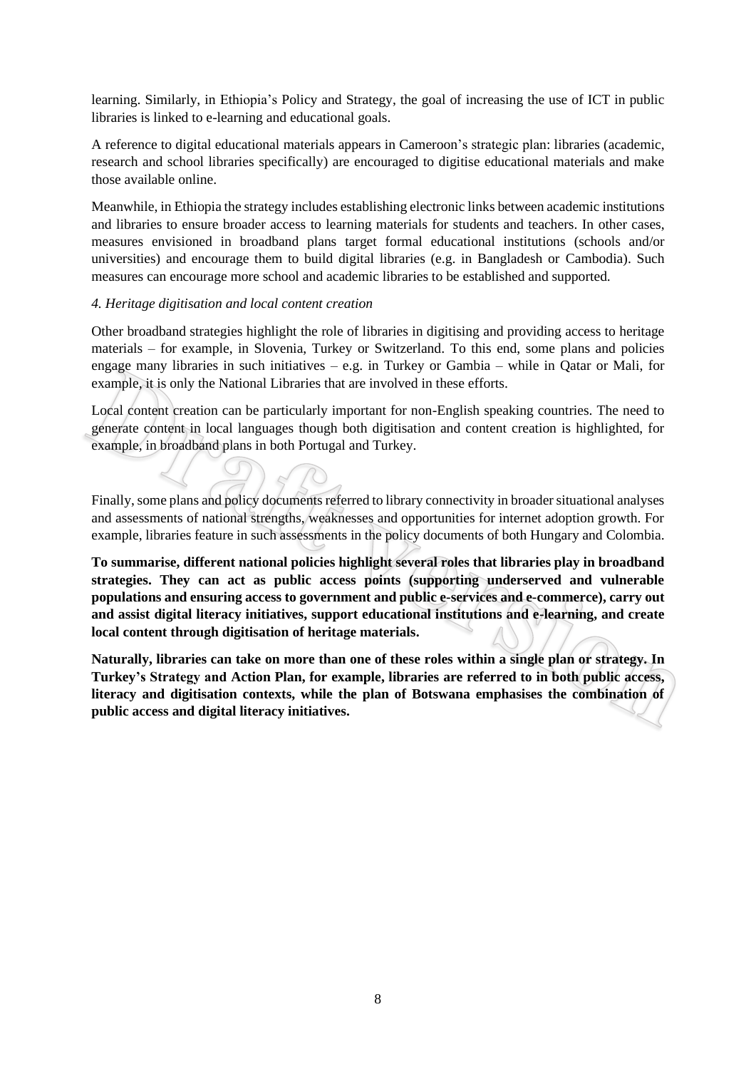learning. Similarly, in Ethiopia's Policy and Strategy, the goal of increasing the use of ICT in public libraries is linked to e-learning and educational goals.

A reference to digital educational materials appears in Cameroon's strategic plan: libraries (academic, research and school libraries specifically) are encouraged to digitise educational materials and make those available online.

Meanwhile, in Ethiopia the strategy includes establishing electronic links between academic institutions and libraries to ensure broader access to learning materials for students and teachers. In other cases, measures envisioned in broadband plans target formal educational institutions (schools and/or universities) and encourage them to build digital libraries (e.g. in Bangladesh or Cambodia). Such measures can encourage more school and academic libraries to be established and supported.

*4. Heritage digitisation and local content creation*

Other broadband strategies highlight the role of libraries in digitising and providing access to heritage materials – for example, in Slovenia, Turkey or Switzerland. To this end, some plans and policies engage many libraries in such initiatives – e.g. in Turkey or Gambia – while in Qatar or Mali, for example, it is only the National Libraries that are involved in these efforts.

Local content creation can be particularly important for non-English speaking countries. The need to generate content in local languages though both digitisation and content creation is highlighted, for example, in broadband plans in both Portugal and Turkey.

Finally, some plans and policy documents referred to library connectivity in broader situational analyses and assessments of national strengths, weaknesses and opportunities for internet adoption growth. For example, libraries feature in such assessments in the policy documents of both Hungary and Colombia.

**To summarise, different national policies highlight several roles that libraries play in broadband strategies. They can act as public access points (supporting underserved and vulnerable populations and ensuring access to government and public e-services and e-commerce), carry out and assist digital literacy initiatives, support educational institutions and e-learning, and create local content through digitisation of heritage materials.**

**Naturally, libraries can take on more than one of these roles within a single plan or strategy. In Turkey's Strategy and Action Plan, for example, libraries are referred to in both public access, literacy and digitisation contexts, while the plan of Botswana emphasises the combination of public access and digital literacy initiatives.**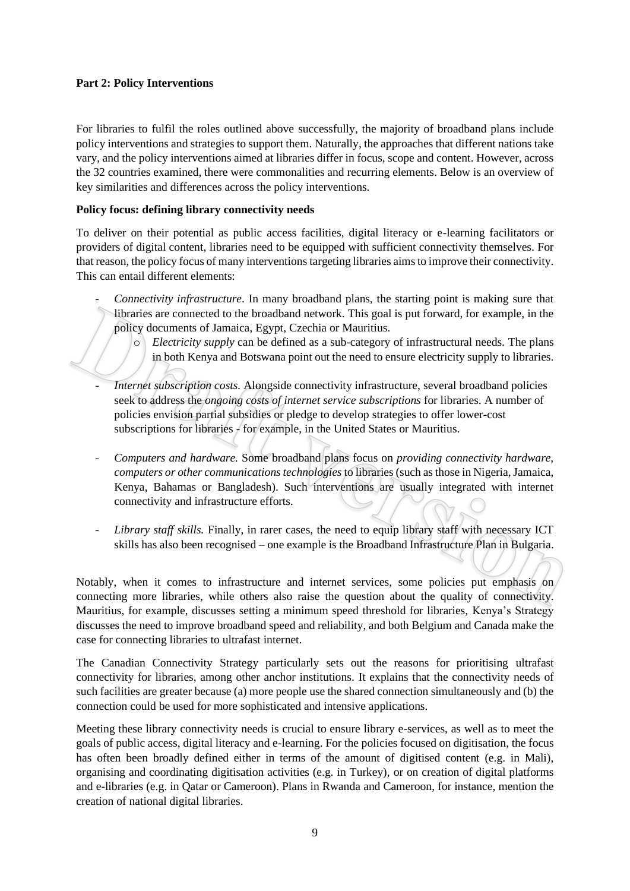**Part 2: Policy Interventions**

For libraries to fulfil the roles outlined above successfully, the majority of broadband plans include policy interventions and strategies to support them. Naturally, the approaches that different nations take vary, and the policy interventions aimed at libraries differ in focus, scope and content. However, across the 32 countries examined, there were commonalities and recurring elements. Below is an overview of key similarities and differences across the policy interventions.

**Policy focus: defining library connectivity needs**

To deliver on their potential as public access facilities, digital literacy or e-learning facilitators or providers of digital content, libraries need to be equipped with sufficient connectivity themselves. For that reason, the policy focus of many interventions targeting libraries aims to improve their connectivity. This can entail different elements:

- *Connectivity infrastructure*. In many broadband plans, the starting point is making sure that libraries are connected to the broadband network. This goal is put forward, for example, in the policy documents of Jamaica, Egypt, Czechia or Mauritius.
    - *Electricity supply* can be defined as a sub-category of infrastructural needs. The plans in both Kenya and Botswana point out the need to ensure electricity supply to libraries.

- *Internet subscription costs.* Alongside connectivity infrastructure, several broadband policies seek to address the *ongoing costs of internet service subscriptions* for libraries. A number of policies envision partial subsidies or pledge to develop strategies to offer lower-cost subscriptions for libraries - for example, in the United States or Mauritius.

- *Computers and hardware.* Some broadband plans focus on *providing connectivity hardware, computers or other communications technologies* to libraries (such as those in Nigeria, Jamaica, Kenya, Bahamas or Bangladesh). Such interventions are usually integrated with internet connectivity and infrastructure efforts.

- *Library staff skills.* Finally, in rarer cases, the need to equip library staff with necessary ICT skills has also been recognised – one example is the Broadband Infrastructure Plan in Bulgaria.

Notably, when it comes to infrastructure and internet services, some policies put emphasis on connecting more libraries, while others also raise the question about the quality of connectivity. Mauritius, for example, discusses setting a minimum speed threshold for libraries, Kenya's Strategy discusses the need to improve broadband speed and reliability, and both Belgium and Canada make the case for connecting libraries to ultrafast internet.

The Canadian Connectivity Strategy particularly sets out the reasons for prioritising ultrafast connectivity for libraries, among other anchor institutions. It explains that the connectivity needs of such facilities are greater because (a) more people use the shared connection simultaneously and (b) the connection could be used for more sophisticated and intensive applications.

Meeting these library connectivity needs is crucial to ensure library e-services, as well as to meet the goals of public access, digital literacy and e-learning. For the policies focused on digitisation, the focus has often been broadly defined either in terms of the amount of digitised content (e.g. in Mali), organising and coordinating digitisation activities (e.g. in Turkey), or on creation of digital platforms and e-libraries (e.g. in Qatar or Cameroon). Plans in Rwanda and Cameroon, for instance, mention the creation of national digital libraries.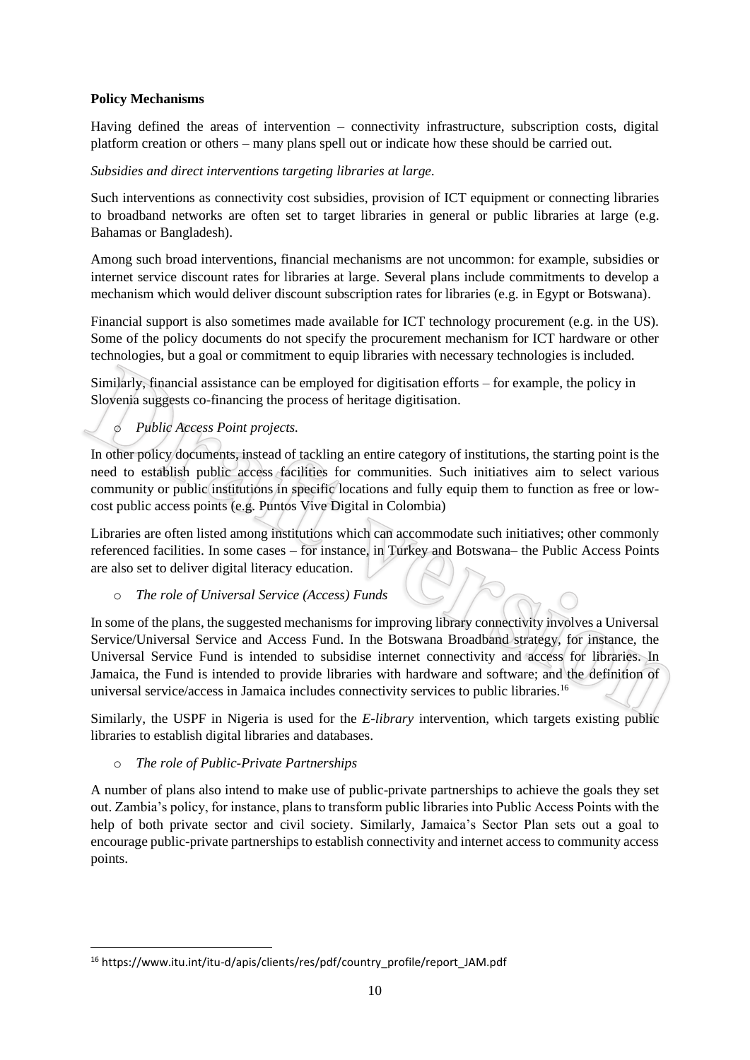**Policy Mechanisms**

Having defined the areas of intervention – connectivity infrastructure, subscription costs, digital platform creation or others – many plans spell out or indicate how these should be carried out.

*Subsidies and direct interventions targeting libraries at large.*

Such interventions as connectivity cost subsidies, provision of ICT equipment or connecting libraries to broadband networks are often set to target libraries in general or public libraries at large (e.g. Bahamas or Bangladesh).

Among such broad interventions, financial mechanisms are not uncommon: for example, subsidies or internet service discount rates for libraries at large. Several plans include commitments to develop a mechanism which would deliver discount subscription rates for libraries (e.g. in Egypt or Botswana).

Financial support is also sometimes made available for ICT technology procurement (e.g. in the US). Some of the policy documents do not specify the procurement mechanism for ICT hardware or other technologies, but a goal or commitment to equip libraries with necessary technologies is included.

Similarly, financial assistance can be employed for digitisation efforts – for example, the policy in Slovenia suggests co-financing the process of heritage digitisation.

- *Public Access Point projects.*

In other policy documents, instead of tackling an entire category of institutions, the starting point is the need to establish public access facilities for communities. Such initiatives aim to select various community or public institutions in specific locations and fully equip them to function as free or low-cost public access points (e.g. Puntos Vive Digital in Colombia)

Libraries are often listed among institutions which can accommodate such initiatives; other commonly referenced facilities. In some cases – for instance, in Turkey and Botswana– the Public Access Points are also set to deliver digital literacy education.

- *The role of Universal Service (Access) Funds*

In some of the plans, the suggested mechanisms for improving library connectivity involves a Universal Service/Universal Service and Access Fund. In the Botswana Broadband strategy, for instance, the Universal Service Fund is intended to subsidise internet connectivity and access for libraries. In Jamaica, the Fund is intended to provide libraries with hardware and software; and the definition of universal service/access in Jamaica includes connectivity services to public libraries.[16]

Similarly, the USPF in Nigeria is used for the *E-library* intervention, which targets existing public libraries to establish digital libraries and databases.

- *The role of Public-Private Partnerships*

A number of plans also intend to make use of public-private partnerships to achieve the goals they set out. Zambia's policy, for instance, plans to transform public libraries into Public Access Points with the help of both private sector and civil society. Similarly, Jamaica's Sector Plan sets out a goal to encourage public-private partnerships to establish connectivity and internet access to community access points.

---

[16] https://www.itu.int/itu-d/apis/clients/res/pdf/country_profile/report_JAM.pdf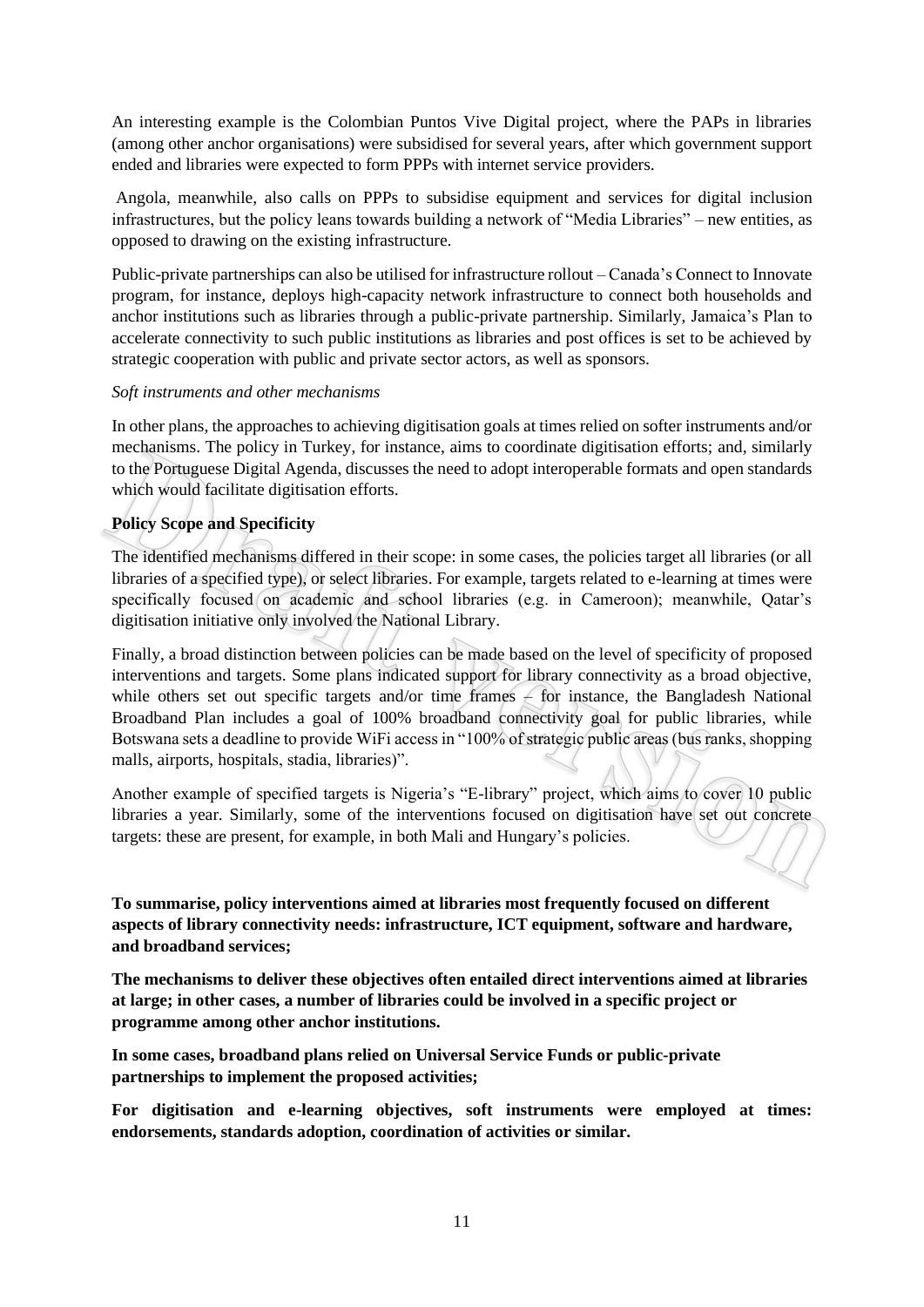An interesting example is the Colombian Puntos Vive Digital project, where the PAPs in libraries (among other anchor organisations) were subsidised for several years, after which government support ended and libraries were expected to form PPPs with internet service providers.

Angola, meanwhile, also calls on PPPs to subsidise equipment and services for digital inclusion infrastructures, but the policy leans towards building a network of "Media Libraries" – new entities, as opposed to drawing on the existing infrastructure.

Public-private partnerships can also be utilised for infrastructure rollout – Canada's Connect to Innovate program, for instance, deploys high-capacity network infrastructure to connect both households and anchor institutions such as libraries through a public-private partnership. Similarly, Jamaica's Plan to accelerate connectivity to such public institutions as libraries and post offices is set to be achieved by strategic cooperation with public and private sector actors, as well as sponsors.

*Soft instruments and other mechanisms*

In other plans, the approaches to achieving digitisation goals at times relied on softer instruments and/or mechanisms. The policy in Turkey, for instance, aims to coordinate digitisation efforts; and, similarly to the Portuguese Digital Agenda, discusses the need to adopt interoperable formats and open standards which would facilitate digitisation efforts.

**Policy Scope and Specificity**

The identified mechanisms differed in their scope: in some cases, the policies target all libraries (or all libraries of a specified type), or select libraries. For example, targets related to e-learning at times were specifically focused on academic and school libraries (e.g. in Cameroon); meanwhile, Qatar's digitisation initiative only involved the National Library.

Finally, a broad distinction between policies can be made based on the level of specificity of proposed interventions and targets. Some plans indicated support for library connectivity as a broad objective, while others set out specific targets and/or time frames – for instance, the Bangladesh National Broadband Plan includes a goal of 100% broadband connectivity goal for public libraries, while Botswana sets a deadline to provide WiFi access in "100% of strategic public areas (bus ranks, shopping malls, airports, hospitals, stadia, libraries)".

Another example of specified targets is Nigeria's "E-library" project, which aims to cover 10 public libraries a year. Similarly, some of the interventions focused on digitisation have set out concrete targets: these are present, for example, in both Mali and Hungary's policies.

**To summarise, policy interventions aimed at libraries most frequently focused on different aspects of library connectivity needs: infrastructure, ICT equipment, software and hardware, and broadband services;**

**The mechanisms to deliver these objectives often entailed direct interventions aimed at libraries at large; in other cases, a number of libraries could be involved in a specific project or programme among other anchor institutions.**

**In some cases, broadband plans relied on Universal Service Funds or public-private partnerships to implement the proposed activities;**

**For digitisation and e-learning objectives, soft instruments were employed at times: endorsements, standards adoption, coordination of activities or similar.**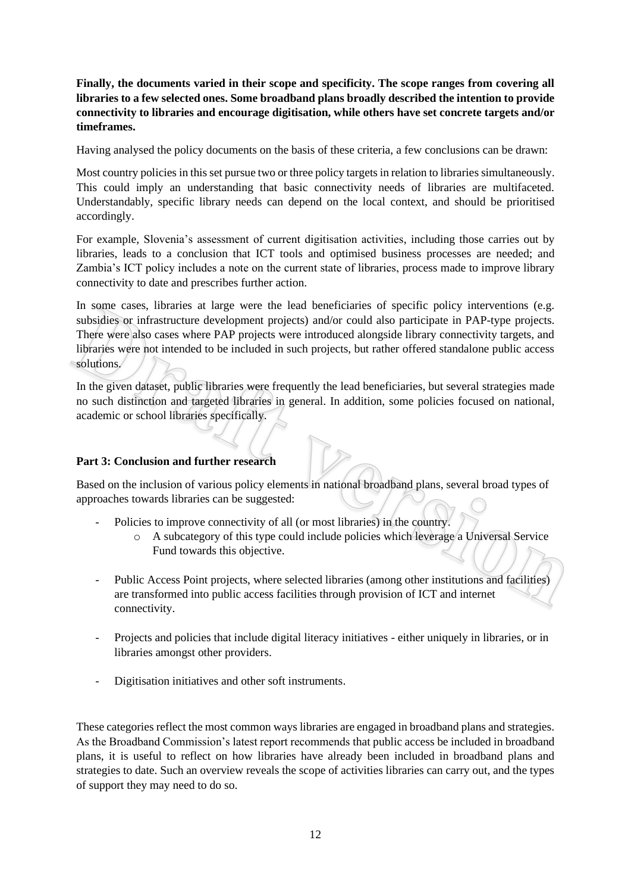**Finally, the documents varied in their scope and specificity. The scope ranges from covering all libraries to a few selected ones. Some broadband plans broadly described the intention to provide connectivity to libraries and encourage digitisation, while others have set concrete targets and/or timeframes.**

Having analysed the policy documents on the basis of these criteria, a few conclusions can be drawn:

Most country policies in this set pursue two or three policy targets in relation to libraries simultaneously. This could imply an understanding that basic connectivity needs of libraries are multifaceted. Understandably, specific library needs can depend on the local context, and should be prioritised accordingly.

For example, Slovenia's assessment of current digitisation activities, including those carries out by libraries, leads to a conclusion that ICT tools and optimised business processes are needed; and Zambia's ICT policy includes a note on the current state of libraries, process made to improve library connectivity to date and prescribes further action.

In some cases, libraries at large were the lead beneficiaries of specific policy interventions (e.g. subsidies or infrastructure development projects) and/or could also participate in PAP-type projects. There were also cases where PAP projects were introduced alongside library connectivity targets, and libraries were not intended to be included in such projects, but rather offered standalone public access solutions.

In the given dataset, public libraries were frequently the lead beneficiaries, but several strategies made no such distinction and targeted libraries in general. In addition, some policies focused on national, academic or school libraries specifically.

**Part 3: Conclusion and further research**

Based on the inclusion of various policy elements in national broadband plans, several broad types of approaches towards libraries can be suggested:

- Policies to improve connectivity of all (or most libraries) in the country.
  - A subcategory of this type could include policies which leverage a Universal Service Fund towards this objective.

- Public Access Point projects, where selected libraries (among other institutions and facilities) are transformed into public access facilities through provision of ICT and internet connectivity.

- Projects and policies that include digital literacy initiatives - either uniquely in libraries, or in libraries amongst other providers.

- Digitisation initiatives and other soft instruments.

These categories reflect the most common ways libraries are engaged in broadband plans and strategies. As the Broadband Commission's latest report recommends that public access be included in broadband plans, it is useful to reflect on how libraries have already been included in broadband plans and strategies to date. Such an overview reveals the scope of activities libraries can carry out, and the types of support they may need to do so.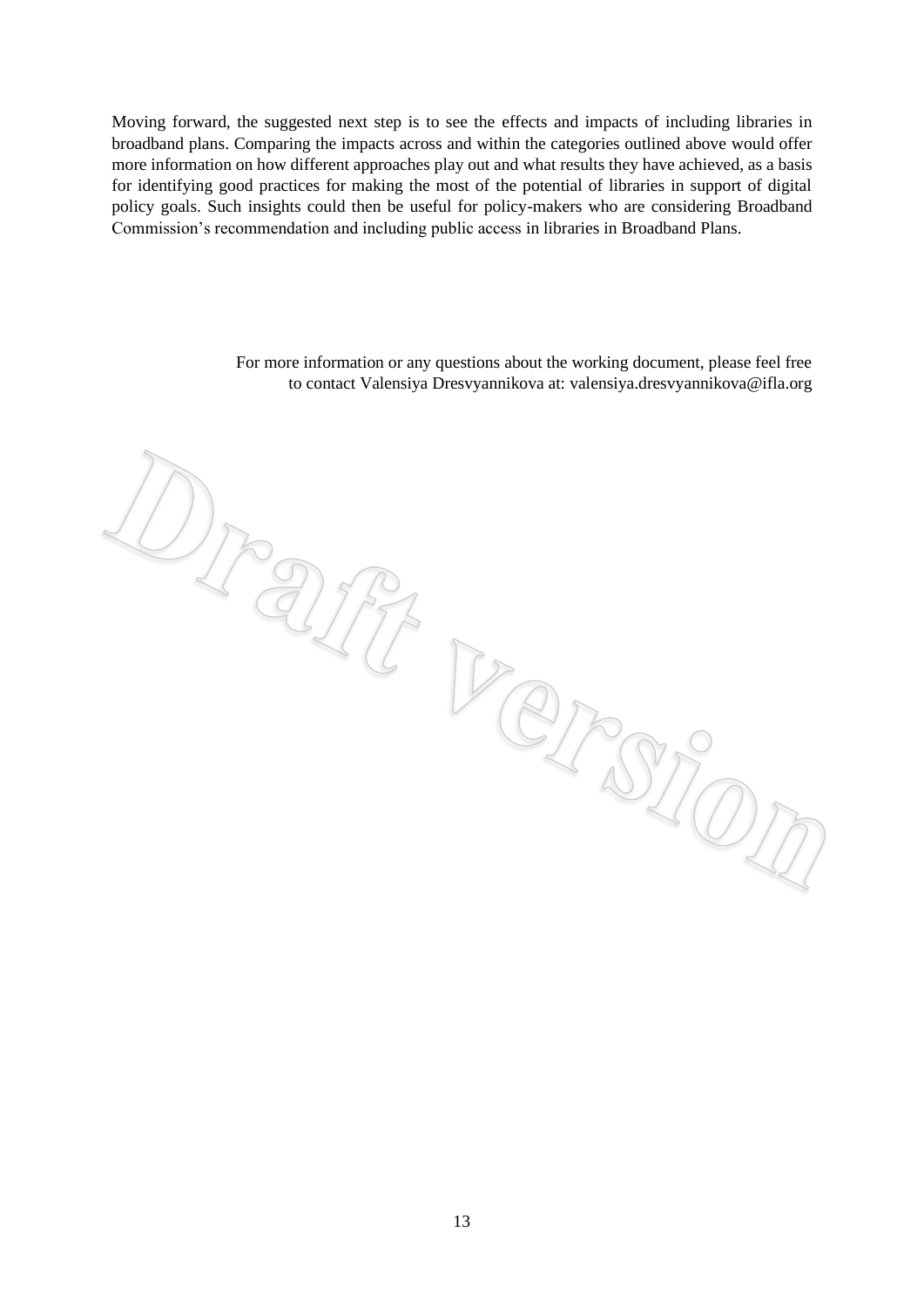Moving forward, the suggested next step is to see the effects and impacts of including libraries in broadband plans. Comparing the impacts across and within the categories outlined above would offer more information on how different approaches play out and what results they have achieved, as a basis for identifying good practices for making the most of the potential of libraries in support of digital policy goals. Such insights could then be useful for policy-makers who are considering Broadband Commission's recommendation and including public access in libraries in Broadband Plans.

For more information or any questions about the working document, please feel free to contact Valensiya Dresvyannikova at: valensiya.dresvyannikova@ifla.org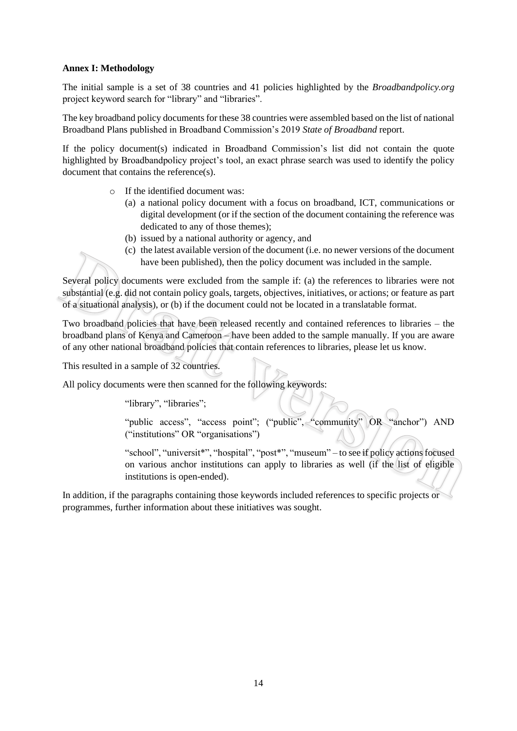**Annex I: Methodology**

The initial sample is a set of 38 countries and 41 policies highlighted by the *Broadbandpolicy.org* project keyword search for "library" and "libraries".

The key broadband policy documents for these 38 countries were assembled based on the list of national Broadband Plans published in Broadband Commission's 2019 *State of Broadband* report.

If the policy document(s) indicated in Broadband Commission's list did not contain the quote highlighted by Broadbandpolicy project's tool, an exact phrase search was used to identify the policy document that contains the reference(s).

- If the identified document was:
  - (a) a national policy document with a focus on broadband, ICT, communications or digital development (or if the section of the document containing the reference was dedicated to any of those themes);
  - (b) issued by a national authority or agency, and
  - (c) the latest available version of the document (i.e. no newer versions of the document have been published), then the policy document was included in the sample.

Several policy documents were excluded from the sample if: (a) the references to libraries were not substantial (e.g. did not contain policy goals, targets, objectives, initiatives, or actions; or feature as part of a situational analysis), or (b) if the document could not be located in a translatable format.

Two broadband policies that have been released recently and contained references to libraries – the broadband plans of Kenya and Cameroon – have been added to the sample manually. If you are aware of any other national broadband policies that contain references to libraries, please let us know.

This resulted in a sample of 32 countries.

All policy documents were then scanned for the following keywords:

> "library", "libraries";
>
> "public access", "access point"; ("public", "community" OR "anchor") AND ("institutions" OR "organisations")
>
> "school", "universit*", "hospital", "post*", "museum" – to see if policy actions focused on various anchor institutions can apply to libraries as well (if the list of eligible institutions is open-ended).

In addition, if the paragraphs containing those keywords included references to specific projects or programmes, further information about these initiatives was sought.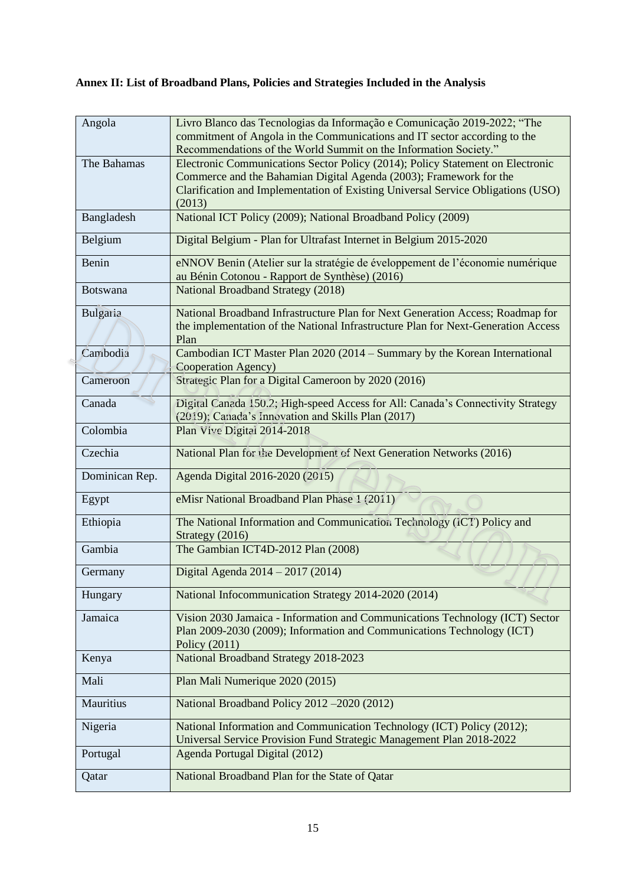**Annex II: List of Broadband Plans, Policies and Strategies Included in the Analysis**

| Country | Plans, Policies and Strategies |
|---|---|
| Angola | Livro Blanco das Tecnologias da Informação e Comunicação 2019-2022; "The commitment of Angola in the Communications and IT sector according to the Recommendations of the World Summit on the Information Society." |
| The Bahamas | Electronic Communications Sector Policy (2014); Policy Statement on Electronic Commerce and the Bahamian Digital Agenda (2003); Framework for the Clarification and Implementation of Existing Universal Service Obligations (USO) (2013) |
| Bangladesh | National ICT Policy (2009); National Broadband Policy (2009) |
| Belgium | Digital Belgium - Plan for Ultrafast Internet in Belgium 2015-2020 |
| Benin | eNNOV Benin (Atelier sur la stratégie de éveloppement de l'économie numérique au Bénin Cotonou - Rapport de Synthèse) (2016) |
| Botswana | National Broadband Strategy (2018) |
| Bulgaria | National Broadband Infrastructure Plan for Next Generation Access; Roadmap for the implementation of the National Infrastructure Plan for Next-Generation Access Plan |
| Cambodia | Cambodian ICT Master Plan 2020 (2014 – Summary by the Korean International Cooperation Agency) |
| Cameroon | Strategic Plan for a Digital Cameroon by 2020 (2016) |
| Canada | Digital Canada 150.2; High-speed Access for All: Canada's Connectivity Strategy (2019); Canada's Innovation and Skills Plan (2017) |
| Colombia | Plan Vive Digital 2014-2018 |
| Czechia | National Plan for the Development of Next Generation Networks (2016) |
| Dominican Rep. | Agenda Digital 2016-2020 (2015) |
| Egypt | eMisr National Broadband Plan Phase 1 (2011) |
| Ethiopia | The National Information and Communication Technology (ICT) Policy and Strategy (2016) |
| Gambia | The Gambian ICT4D-2012 Plan (2008) |
| Germany | Digital Agenda 2014 – 2017 (2014) |
| Hungary | National Infocommunication Strategy 2014-2020 (2014) |
| Jamaica | Vision 2030 Jamaica - Information and Communications Technology (ICT) Sector Plan 2009-2030 (2009); Information and Communications Technology (ICT) Policy (2011) |
| Kenya | National Broadband Strategy 2018-2023 |
| Mali | Plan Mali Numerique 2020 (2015) |
| Mauritius | National Broadband Policy 2012 –2020 (2012) |
| Nigeria | National Information and Communication Technology (ICT) Policy (2012); Universal Service Provision Fund Strategic Management Plan 2018-2022 |
| Portugal | Agenda Portugal Digital (2012) |
| Qatar | National Broadband Plan for the State of Qatar |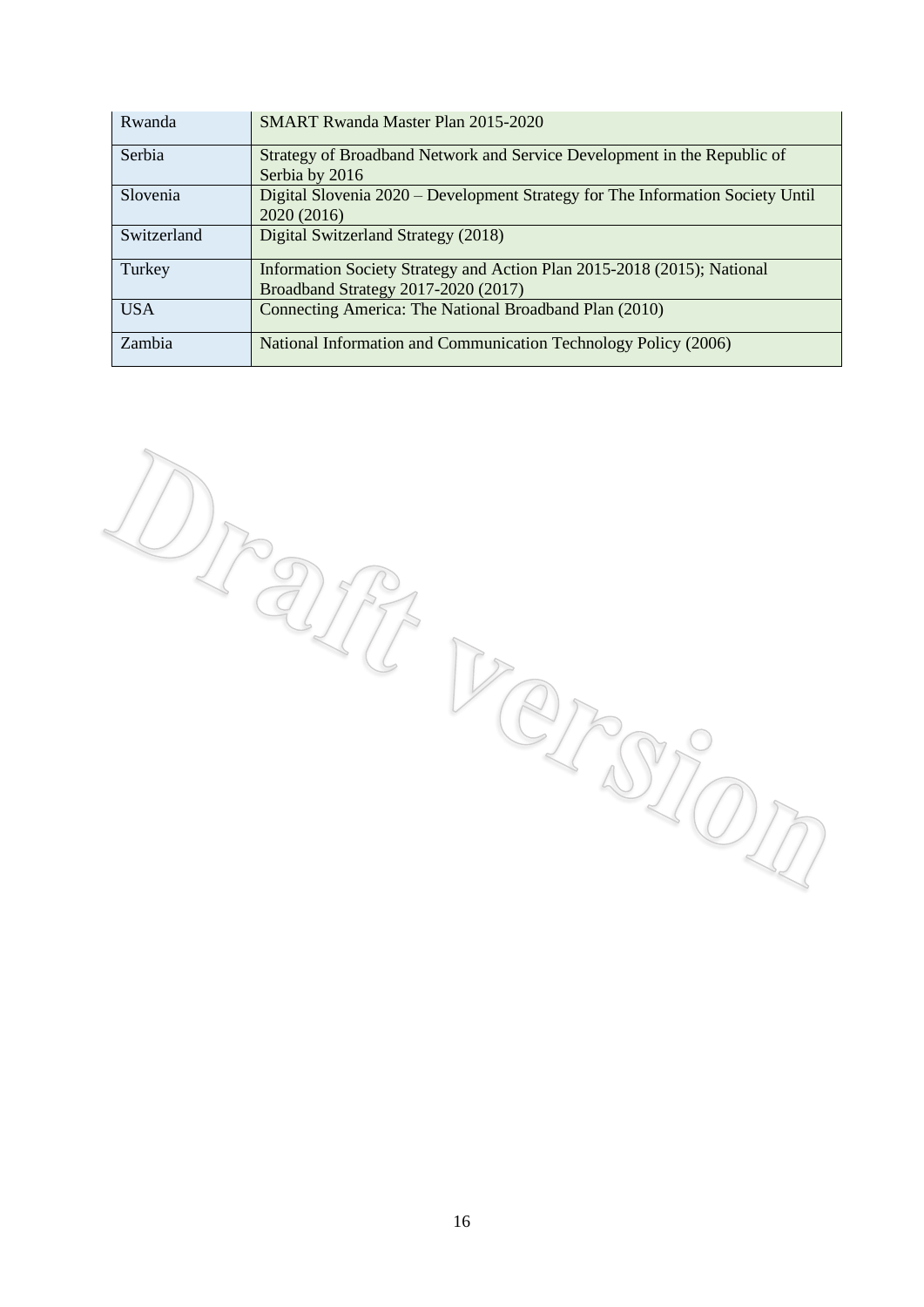| | |
|---|---|
| Rwanda | SMART Rwanda Master Plan 2015-2020 |
| Serbia | Strategy of Broadband Network and Service Development in the Republic of Serbia by 2016 |
| Slovenia | Digital Slovenia 2020 – Development Strategy for The Information Society Until 2020 (2016) |
| Switzerland | Digital Switzerland Strategy (2018) |
| Turkey | Information Society Strategy and Action Plan 2015-2018 (2015); National Broadband Strategy 2017-2020 (2017) |
| USA | Connecting America: The National Broadband Plan (2010) |
| Zambia | National Information and Communication Technology Policy (2006) |